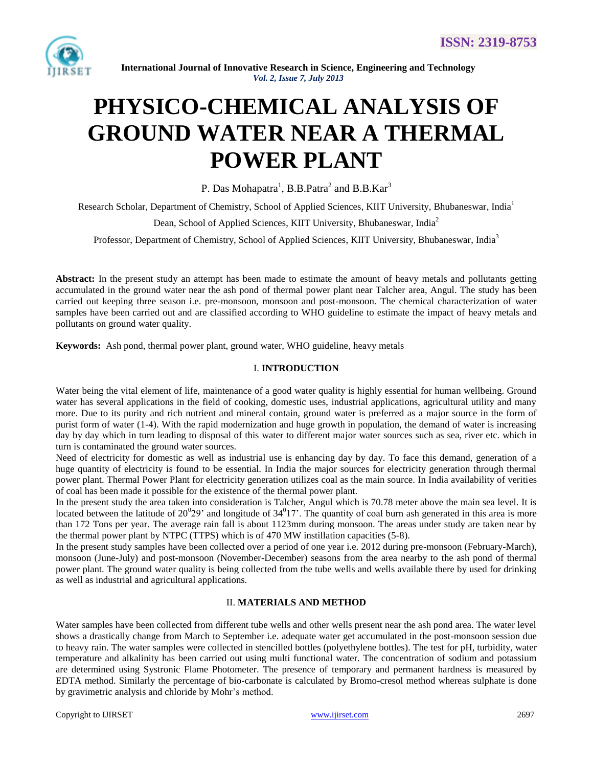# PHYSICO-CHEMICAL ANALYSIS OF GROUND WATER NEAR A THERMAL POWER PLANT

P. Das Mohapatra[1], B.B.Patra[2] and B.B.Kar[3]

Research Scholar, Department of Chemistry, School of Applied Sciences, KIIT University, Bhubaneswar, India[1]

Dean, School of Applied Sciences, KIIT University, Bhubaneswar, India[2]

Professor, Department of Chemistry, School of Applied Sciences, KIIT University, Bhubaneswar, India[3]

**Abstract:** In the present study an attempt has been made to estimate the amount of heavy metals and pollutants getting accumulated in the ground water near the ash pond of thermal power plant near Talcher area, Angul. The study has been carried out keeping three season i.e. pre-monsoon, monsoon and post-monsoon. The chemical characterization of water samples have been carried out and are classified according to WHO guideline to estimate the impact of heavy metals and pollutants on ground water quality.

**Keywords:** Ash pond, thermal power plant, ground water, WHO guideline, heavy metals

## I. INTRODUCTION

Water being the vital element of life, maintenance of a good water quality is highly essential for human wellbeing. Ground water has several applications in the field of cooking, domestic uses, industrial applications, agricultural utility and many more. Due to its purity and rich nutrient and mineral contain, ground water is preferred as a major source in the form of purist form of water (1-4). With the rapid modernization and huge growth in population, the demand of water is increasing day by day which in turn leading to disposal of this water to different major water sources such as sea, river etc. which in turn is contaminated the ground water sources.

Need of electricity for domestic as well as industrial use is enhancing day by day. To face this demand, generation of a huge quantity of electricity is found to be essential. In India the major sources for electricity generation through thermal power plant. Thermal Power Plant for electricity generation utilizes coal as the main source. In India availability of verities of coal has been made it possible for the existence of the thermal power plant.

In the present study the area taken into consideration is Talcher, Angul which is 70.78 meter above the main sea level. It is located between the latitude of $20^{0}29'$ and longitude of $34^{0}17'$. The quantity of coal burn ash generated in this area is more than 172 Tons per year. The average rain fall is about 1123mm during monsoon. The areas under study are taken near by the thermal power plant by NTPC (TTPS) which is of 470 MW instillation capacities (5-8).

In the present study samples have been collected over a period of one year i.e. 2012 during pre-monsoon (February-March), monsoon (June-July) and post-monsoon (November-December) seasons from the area nearby to the ash pond of thermal power plant. The ground water quality is being collected from the tube wells and wells available there by used for drinking as well as industrial and agricultural applications.

## II. MATERIALS AND METHOD

Water samples have been collected from different tube wells and other wells present near the ash pond area. The water level shows a drastically change from March to September i.e. adequate water get accumulated in the post-monsoon session due to heavy rain. The water samples were collected in stencilled bottles (polyethylene bottles). The test for pH, turbidity, water temperature and alkalinity has been carried out using multi functional water. The concentration of sodium and potassium are determined using Systronic Flame Photometer. The presence of temporary and permanent hardness is measured by EDTA method. Similarly the percentage of bio-carbonate is calculated by Bromo-cresol method whereas sulphate is done by gravimetric analysis and chloride by Mohr's method.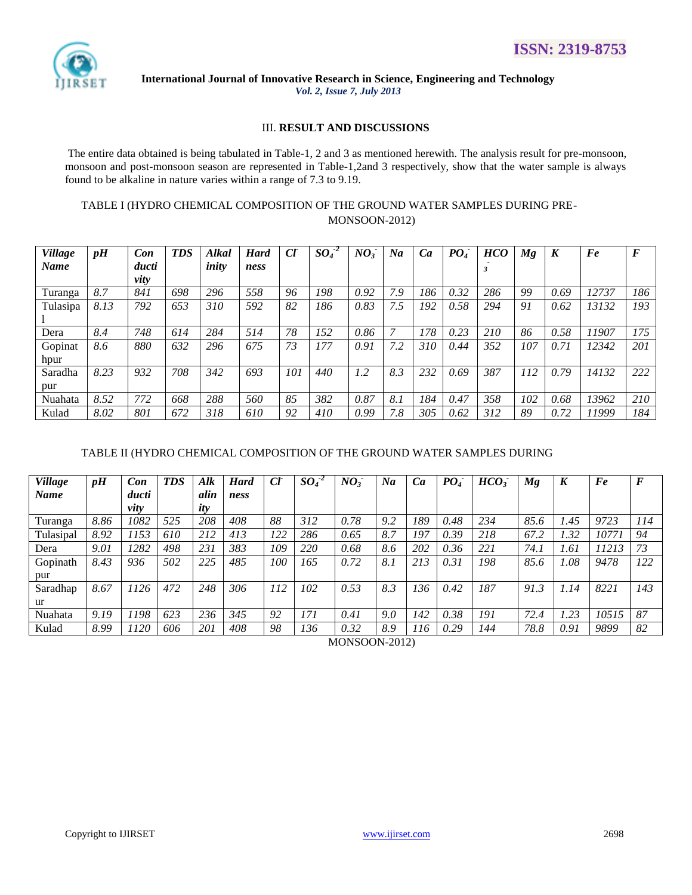## III. RESULT AND DISCUSSIONS

The entire data obtained is being tabulated in Table-1, 2 and 3 as mentioned herewith. The analysis result for pre-monsoon, monsoon and post-monsoon season are represented in Table-1,2and 3 respectively, show that the water sample is always found to be alkaline in nature varies within a range of 7.3 to 9.19.

TABLE I (HYDRO CHEMICAL COMPOSITION OF THE GROUND WATER SAMPLES DURING PRE-MONSOON-2012)

| *Village Name* | *pH* | *Conductivity* | *TDS* | *Alkalinity* | *Hardness* | *$Cl^-$* | *$SO_4^{-2}$* | *$NO_3^-$* | *Na* | *Ca* | *$PO_4^-$* | *$HCO_3^-$* | *Mg* | *K* | *Fe* | *F* |
|---|---|---|---|---|---|---|---|---|---|---|---|---|---|---|---|---|
| Turanga | 8.7 | 841 | 698 | 296 | 558 | 96 | 198 | 0.92 | 7.9 | 186 | 0.32 | 286 | 99 | 0.69 | 12737 | 186 |
| Tulasipal | 8.13 | 792 | 653 | 310 | 592 | 82 | 186 | 0.83 | 7.5 | 192 | 0.58 | 294 | 91 | 0.62 | 13132 | 193 |
| Dera | 8.4 | 748 | 614 | 284 | 514 | 78 | 152 | 0.86 | 7 | 178 | 0.23 | 210 | 86 | 0.58 | 11907 | 175 |
| Gopinathpur | 8.6 | 880 | 632 | 296 | 675 | 73 | 177 | 0.91 | 7.2 | 310 | 0.44 | 352 | 107 | 0.71 | 12342 | 201 |
| Saradhapur | 8.23 | 932 | 708 | 342 | 693 | 101 | 440 | 1.2 | 8.3 | 232 | 0.69 | 387 | 112 | 0.79 | 14132 | 222 |
| Nuahata | 8.52 | 772 | 668 | 288 | 560 | 85 | 382 | 0.87 | 8.1 | 184 | 0.47 | 358 | 102 | 0.68 | 13962 | 210 |
| Kulad | 8.02 | 801 | 672 | 318 | 610 | 92 | 410 | 0.99 | 7.8 | 305 | 0.62 | 312 | 89 | 0.72 | 11999 | 184 |

TABLE II (HYDRO CHEMICAL COMPOSITION OF THE GROUND WATER SAMPLES DURING MONSOON-2012)

| *Village Name* | *pH* | *Conductivity* | *TDS* | *Alkalinity* | *Hardness* | *$Cl^-$* | *$SO_4^{-2}$* | *$NO_3^-$* | *Na* | *Ca* | *$PO_4^-$* | *$HCO_3^-$* | *Mg* | *K* | *Fe* | *F* |
|---|---|---|---|---|---|---|---|---|---|---|---|---|---|---|---|---|
| Turanga | 8.86 | 1082 | 525 | 208 | 408 | 88 | 312 | 0.78 | 9.2 | 189 | 0.48 | 234 | 85.6 | 1.45 | 9723 | 114 |
| Tulasipal | 8.92 | 1153 | 610 | 212 | 413 | 122 | 286 | 0.65 | 8.7 | 197 | 0.39 | 218 | 67.2 | 1.32 | 10771 | 94 |
| Dera | 9.01 | 1282 | 498 | 231 | 383 | 109 | 220 | 0.68 | 8.6 | 202 | 0.36 | 221 | 74.1 | 1.61 | 11213 | 73 |
| Gopinathpur | 8.43 | 936 | 502 | 225 | 485 | 100 | 165 | 0.72 | 8.1 | 213 | 0.31 | 198 | 85.6 | 1.08 | 9478 | 122 |
| Saradhapur | 8.67 | 1126 | 472 | 248 | 306 | 112 | 102 | 0.53 | 8.3 | 136 | 0.42 | 187 | 91.3 | 1.14 | 8221 | 143 |
| Nuahata | 9.19 | 1198 | 623 | 236 | 345 | 92 | 171 | 0.41 | 9.0 | 142 | 0.38 | 191 | 72.4 | 1.23 | 10515 | 87 |
| Kulad | 8.99 | 1120 | 606 | 201 | 408 | 98 | 136 | 0.32 | 8.9 | 116 | 0.29 | 144 | 78.8 | 0.91 | 9899 | 82 |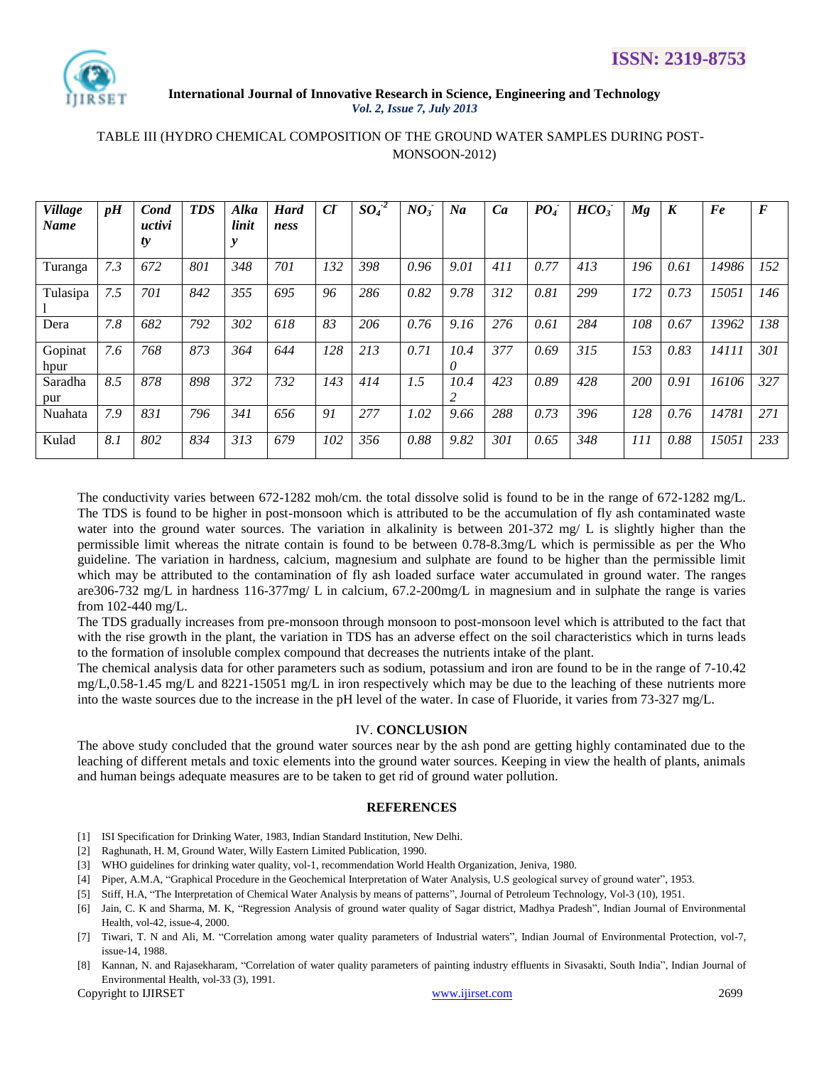TABLE III (HYDRO CHEMICAL COMPOSITION OF THE GROUND WATER SAMPLES DURING POST-MONSOON-2012)

| *Village Name* | *pH* | *Conductivity* | *TDS* | *Alkalinity* | *Hardness* | *$Cl^-$* | *$SO_4^{-2}$* | *$NO_3^-$* | *Na* | *Ca* | *$PO_4^-$* | *$HCO_3^-$* | *Mg* | *K* | *Fe* | *F* |
|---|---|---|---|---|---|---|---|---|---|---|---|---|---|---|---|---|
| Turanga | 7.3 | 672 | 801 | 348 | 701 | 132 | 398 | 0.96 | 9.01 | 411 | 0.77 | 413 | 196 | 0.61 | 14986 | 152 |
| Tulasipal | 7.5 | 701 | 842 | 355 | 695 | 96 | 286 | 0.82 | 9.78 | 312 | 0.81 | 299 | 172 | 0.73 | 15051 | 146 |
| Dera | 7.8 | 682 | 792 | 302 | 618 | 83 | 206 | 0.76 | 9.16 | 276 | 0.61 | 284 | 108 | 0.67 | 13962 | 138 |
| Gopinathpur | 7.6 | 768 | 873 | 364 | 644 | 128 | 213 | 0.71 | 10.40 | 377 | 0.69 | 315 | 153 | 0.83 | 14111 | 301 |
| Saradhapur | 8.5 | 878 | 898 | 372 | 732 | 143 | 414 | 1.5 | 10.42 | 423 | 0.89 | 428 | 200 | 0.91 | 16106 | 327 |
| Nuahata | 7.9 | 831 | 796 | 341 | 656 | 91 | 277 | 1.02 | 9.66 | 288 | 0.73 | 396 | 128 | 0.76 | 14781 | 271 |
| Kulad | 8.1 | 802 | 834 | 313 | 679 | 102 | 356 | 0.88 | 9.82 | 301 | 0.65 | 348 | 111 | 0.88 | 15051 | 233 |

The conductivity varies between 672-1282 moh/cm. the total dissolve solid is found to be in the range of 672-1282 mg/L. The TDS is found to be higher in post-monsoon which is attributed to be the accumulation of fly ash contaminated waste water into the ground water sources. The variation in alkalinity is between 201-372 mg/ L is slightly higher than the permissible limit whereas the nitrate contain is found to be between 0.78-8.3mg/L which is permissible as per the Who guideline. The variation in hardness, calcium, magnesium and sulphate are found to be higher than the permissible limit which may be attributed to the contamination of fly ash loaded surface water accumulated in ground water. The ranges are306-732 mg/L in hardness 116-377mg/ L in calcium, 67.2-200mg/L in magnesium and in sulphate the range is varies from 102-440 mg/L.

The TDS gradually increases from pre-monsoon through monsoon to post-monsoon level which is attributed to the fact that with the rise growth in the plant, the variation in TDS has an adverse effect on the soil characteristics which in turns leads to the formation of insoluble complex compound that decreases the nutrients intake of the plant.

The chemical analysis data for other parameters such as sodium, potassium and iron are found to be in the range of 7-10.42 mg/L,0.58-1.45 mg/L and 8221-15051 mg/L in iron respectively which may be due to the leaching of these nutrients more into the waste sources due to the increase in the pH level of the water. In case of Fluoride, it varies from 73-327 mg/L.

## IV. CONCLUSION

The above study concluded that the ground water sources near by the ash pond are getting highly contaminated due to the leaching of different metals and toxic elements into the ground water sources. Keeping in view the health of plants, animals and human beings adequate measures are to be taken to get rid of ground water pollution.

## REFERENCES

[1] ISI Specification for Drinking Water, 1983, Indian Standard Institution, New Delhi.

[2] Raghunath, H. M, Ground Water, Willy Eastern Limited Publication, 1990.

[3] WHO guidelines for drinking water quality, vol-1, recommendation World Health Organization, Jeniva, 1980.

[4] Piper, A.M.A, "Graphical Procedure in the Geochemical Interpretation of Water Analysis, U.S geological survey of ground water", 1953.

[5] Stiff, H.A, "The Interpretation of Chemical Water Analysis by means of patterns", Journal of Petroleum Technology, Vol-3 (10), 1951.

[6] Jain, C. K and Sharma, M. K, "Regression Analysis of ground water quality of Sagar district, Madhya Pradesh", Indian Journal of Environmental Health, vol-42, issue-4, 2000.

[7] Tiwari, T. N and Ali, M. "Correlation among water quality parameters of Industrial waters", Indian Journal of Environmental Protection, vol-7, issue-14, 1988.

[8] Kannan, N. and Rajasekharam, "Correlation of water quality parameters of painting industry effluents in Sivasakti, South India", Indian Journal of Environmental Health, vol-33 (3), 1991.